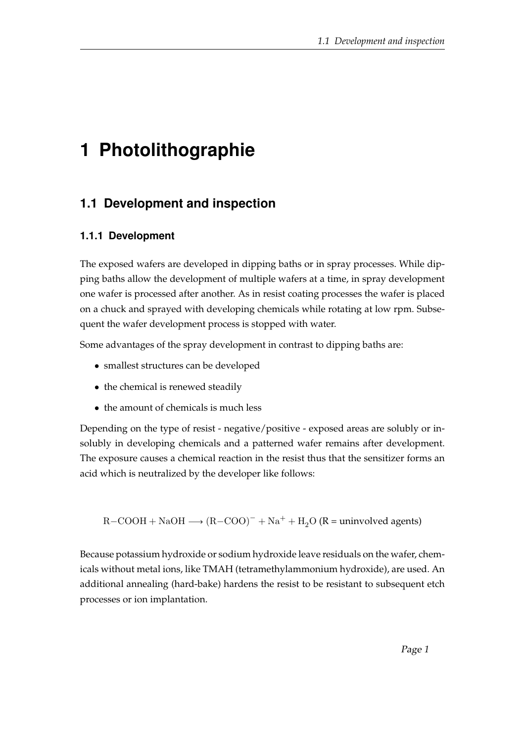# 1 Photolithographie

## 1.1 Development and inspection

### 1.1.1 Development

The exposed wafers are developed in dipping baths or in spray processes. While dipping baths allow the development of multiple wafers at a time, in spray development one wafer is processed after another. As in resist coating processes the wafer is placed on a chuck and sprayed with developing chemicals while rotating at low rpm. Subsequent the wafer development process is stopped with water.

Some advantages of the spray development in contrast to dipping baths are:

- smallest structures can be developed
- the chemical is renewed steadily
- the amount of chemicals is much less

Depending on the type of resist - negative/positive - exposed areas are solubly or insolubly in developing chemicals and a patterned wafer remains after development. The exposure causes a chemical reaction in the resist thus that the sensitizer forms an acid which is neutralized by the developer like follows:

$$\mathrm{R{-}COOH} + \mathrm{NaOH} \longrightarrow (\mathrm{R{-}COO})^{-} + \mathrm{Na}^{+} + \mathrm{H_2O} \text{ (R = uninvolved agents)}$$

Because potassium hydroxide or sodium hydroxide leave residuals on the wafer, chemicals without metal ions, like TMAH (tetramethylammonium hydroxide), are used. An additional annealing (hard-bake) hardens the resist to be resistant to subsequent etch processes or ion implantation.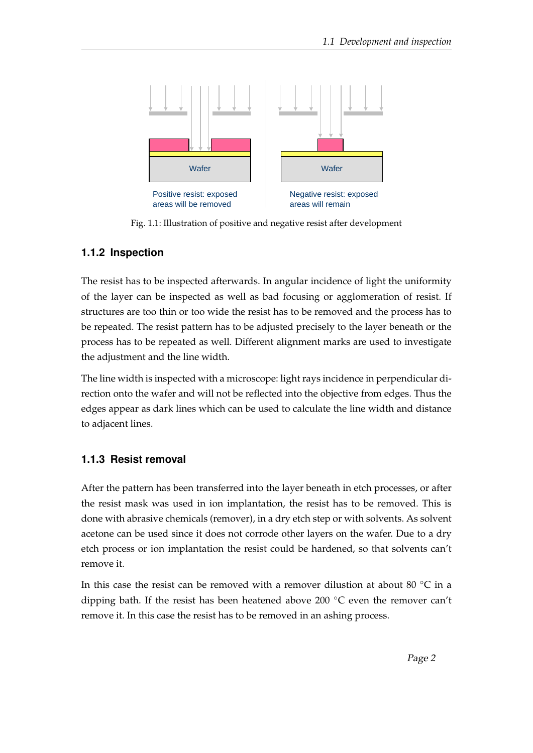Positive resist: exposed areas will be removed

Negative resist: exposed areas will remain

Fig. 1.1: Illustration of positive and negative resist after development

### 1.1.2 Inspection

The resist has to be inspected afterwards. In angular incidence of light the uniformity of the layer can be inspected as well as bad focusing or agglomeration of resist. If structures are too thin or too wide the resist has to be removed and the process has to be repeated. The resist pattern has to be adjusted precisely to the layer beneath or the process has to be repeated as well. Different alignment marks are used to investigate the adjustment and the line width.

The line width is inspected with a microscope: light rays incidence in perpendicular direction onto the wafer and will not be reflected into the objective from edges. Thus the edges appear as dark lines which can be used to calculate the line width and distance to adjacent lines.

### 1.1.3 Resist removal

After the pattern has been transferred into the layer beneath in etch processes, or after the resist mask was used in ion implantation, the resist has to be removed. This is done with abrasive chemicals (remover), in a dry etch step or with solvents. As solvent acetone can be used since it does not corrode other layers on the wafer. Due to a dry etch process or ion implantation the resist could be hardened, so that solvents can't remove it.

In this case the resist can be removed with a remover dilustion at about 80 °C in a dipping bath. If the resist has been heatened above 200 °C even the remover can't remove it. In this case the resist has to be removed in an ashing process.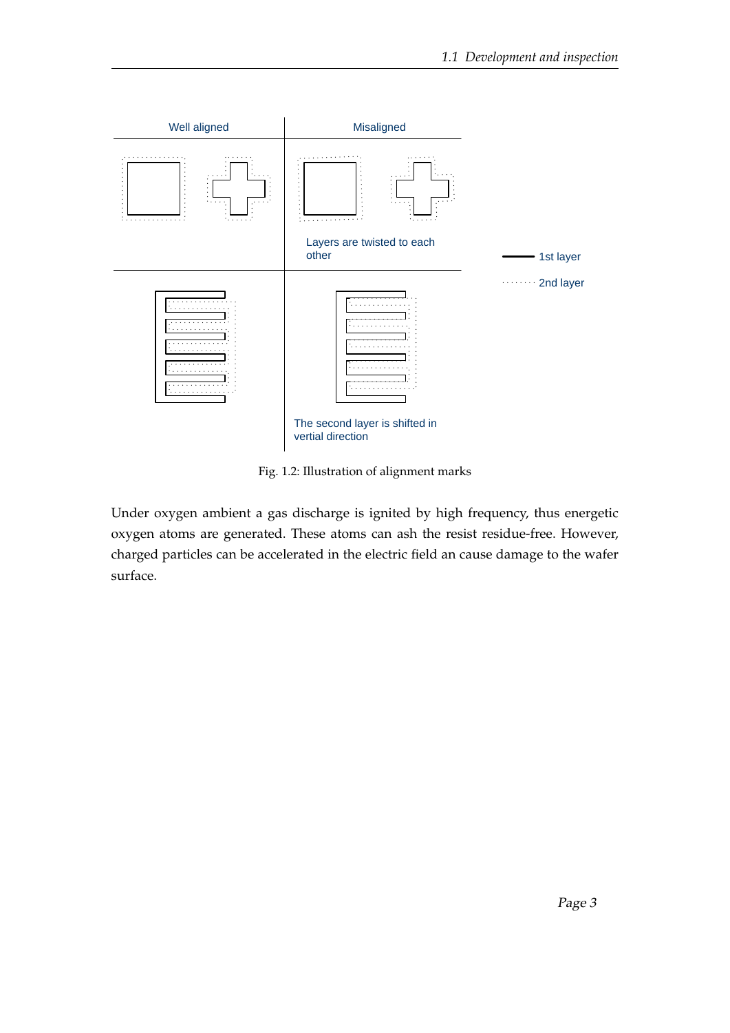Well aligned

Misaligned

Layers are twisted to each other

1st layer

2nd layer

The second layer is shifted in vertial direction

Fig. 1.2: Illustration of alignment marks

Under oxygen ambient a gas discharge is ignited by high frequency, thus energetic oxygen atoms are generated. These atoms can ash the resist residue-free. However, charged particles can be accelerated in the electric field an cause damage to the wafer surface.